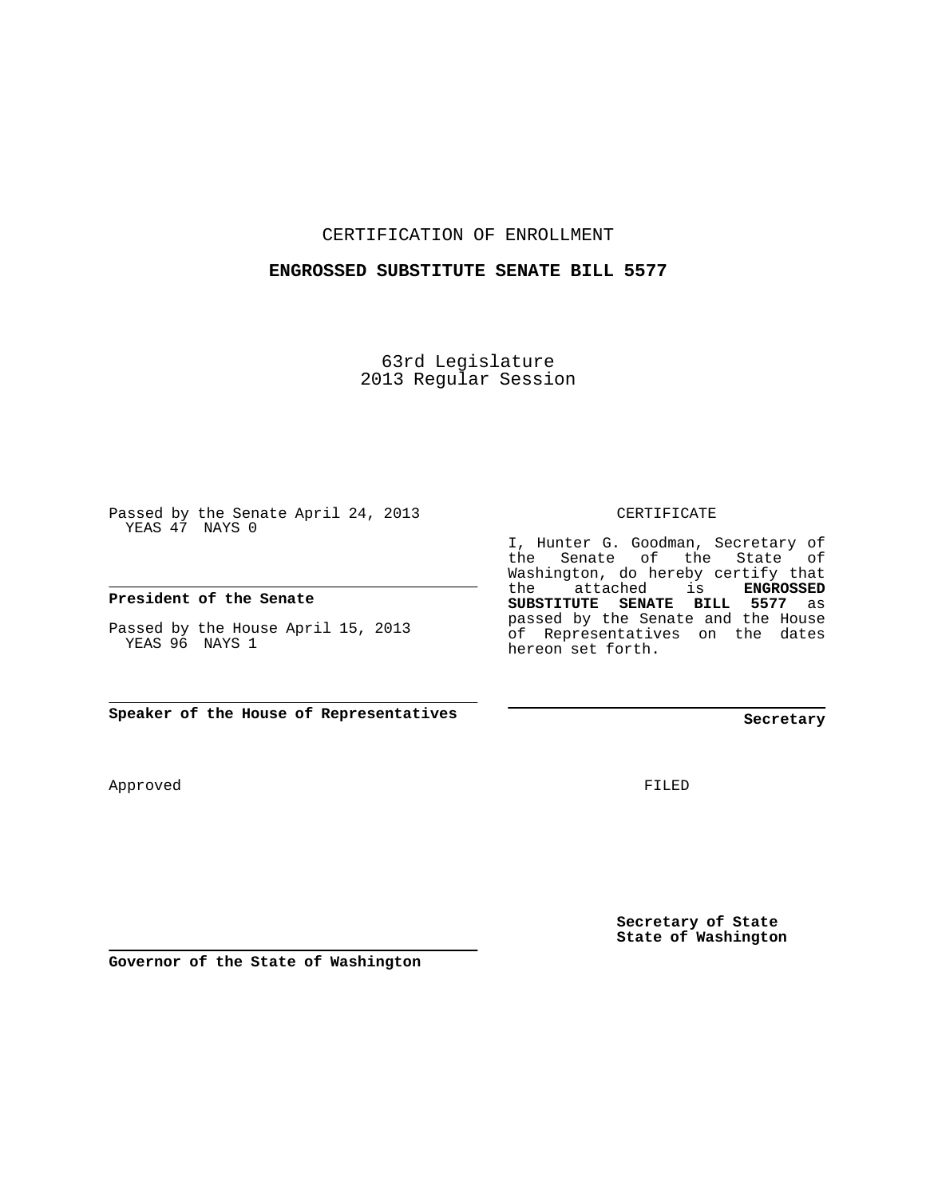CERTIFICATION OF ENROLLMENT

**ENGROSSED SUBSTITUTE SENATE BILL 5577**

63rd Legislature
2013 Regular Session

Passed by the Senate April 24, 2013
YEAS 47 NAYS 0

**President of the Senate**

Passed by the House April 15, 2013
YEAS 96 NAYS 1

**Speaker of the House of Representatives**

Approved

**Governor of the State of Washington**

CERTIFICATE

I, Hunter G. Goodman, Secretary of the Senate of the State of Washington, do hereby certify that the attached is **ENGROSSED SUBSTITUTE SENATE BILL 5577** as passed by the Senate and the House of Representatives on the dates hereon set forth.

**Secretary**

FILED

**Secretary of State**
**State of Washington**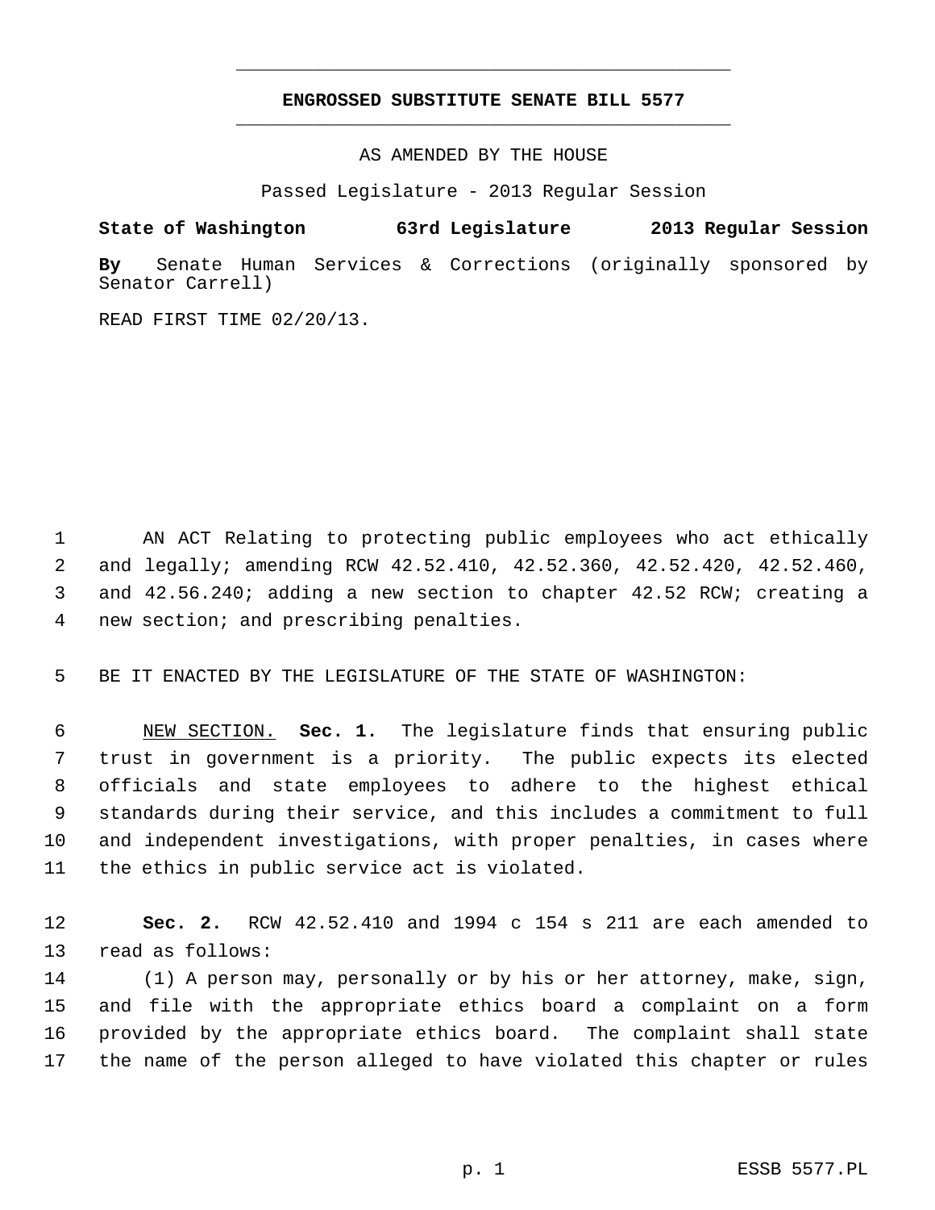# ENGROSSED SUBSTITUTE SENATE BILL 5577

AS AMENDED BY THE HOUSE

Passed Legislature - 2013 Regular Session

**State of Washington 63rd Legislature 2013 Regular Session**

**By** Senate Human Services & Corrections (originally sponsored by Senator Carrell)

READ FIRST TIME 02/20/13.

AN ACT Relating to protecting public employees who act ethically and legally; amending RCW 42.52.410, 42.52.360, 42.52.420, 42.52.460, and 42.56.240; adding a new section to chapter 42.52 RCW; creating a new section; and prescribing penalties.

BE IT ENACTED BY THE LEGISLATURE OF THE STATE OF WASHINGTON:

NEW SECTION. **Sec. 1.** The legislature finds that ensuring public trust in government is a priority. The public expects its elected officials and state employees to adhere to the highest ethical standards during their service, and this includes a commitment to full and independent investigations, with proper penalties, in cases where the ethics in public service act is violated.

**Sec. 2.** RCW 42.52.410 and 1994 c 154 s 211 are each amended to read as follows:

(1) A person may, personally or by his or her attorney, make, sign, and file with the appropriate ethics board a complaint on a form provided by the appropriate ethics board. The complaint shall state the name of the person alleged to have violated this chapter or rules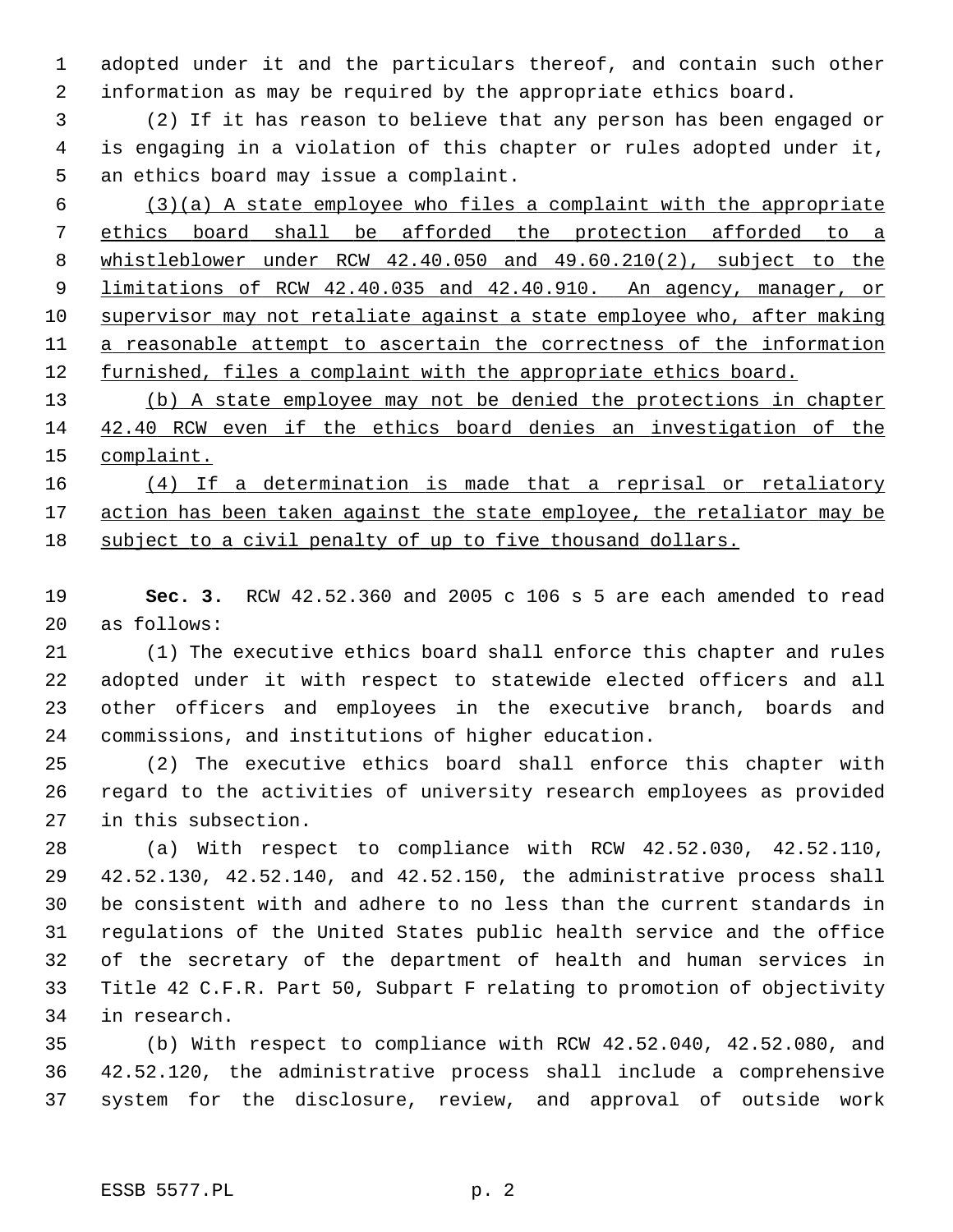adopted under it and the particulars thereof, and contain such other information as may be required by the appropriate ethics board.

(2) If it has reason to believe that any person has been engaged or is engaging in a violation of this chapter or rules adopted under it, an ethics board may issue a complaint.

<u>(3)(a) A state employee who files a complaint with the appropriate ethics board shall be afforded the protection afforded to a whistleblower under RCW 42.40.050 and 49.60.210(2), subject to the limitations of RCW 42.40.035 and 42.40.910. An agency, manager, or supervisor may not retaliate against a state employee who, after making a reasonable attempt to ascertain the correctness of the information furnished, files a complaint with the appropriate ethics board.</u>

<u>(b) A state employee may not be denied the protections in chapter 42.40 RCW even if the ethics board denies an investigation of the complaint.</u>

<u>(4) If a determination is made that a reprisal or retaliatory action has been taken against the state employee, the retaliator may be subject to a civil penalty of up to five thousand dollars.</u>

**Sec. 3.** RCW 42.52.360 and 2005 c 106 s 5 are each amended to read as follows:

(1) The executive ethics board shall enforce this chapter and rules adopted under it with respect to statewide elected officers and all other officers and employees in the executive branch, boards and commissions, and institutions of higher education.

(2) The executive ethics board shall enforce this chapter with regard to the activities of university research employees as provided in this subsection.

(a) With respect to compliance with RCW 42.52.030, 42.52.110, 42.52.130, 42.52.140, and 42.52.150, the administrative process shall be consistent with and adhere to no less than the current standards in regulations of the United States public health service and the office of the secretary of the department of health and human services in Title 42 C.F.R. Part 50, Subpart F relating to promotion of objectivity in research.

(b) With respect to compliance with RCW 42.52.040, 42.52.080, and 42.52.120, the administrative process shall include a comprehensive system for the disclosure, review, and approval of outside work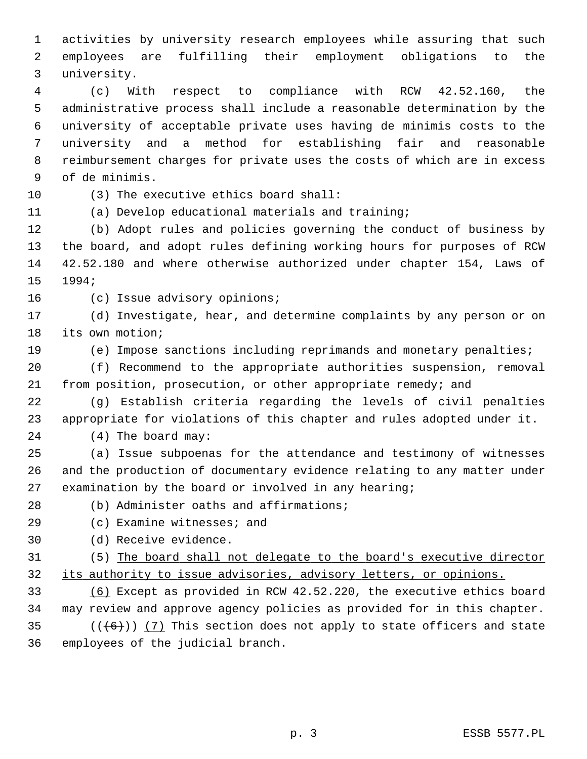activities by university research employees while assuring that such employees are fulfilling their employment obligations to the university.

(c) With respect to compliance with RCW 42.52.160, the administrative process shall include a reasonable determination by the university of acceptable private uses having de minimis costs to the university and a method for establishing fair and reasonable reimbursement charges for private uses the costs of which are in excess of de minimis.

(3) The executive ethics board shall:

(a) Develop educational materials and training;

(b) Adopt rules and policies governing the conduct of business by the board, and adopt rules defining working hours for purposes of RCW 42.52.180 and where otherwise authorized under chapter 154, Laws of 1994;

(c) Issue advisory opinions;

(d) Investigate, hear, and determine complaints by any person or on its own motion;

(e) Impose sanctions including reprimands and monetary penalties;

(f) Recommend to the appropriate authorities suspension, removal from position, prosecution, or other appropriate remedy; and

(g) Establish criteria regarding the levels of civil penalties appropriate for violations of this chapter and rules adopted under it.

(4) The board may:

(a) Issue subpoenas for the attendance and testimony of witnesses and the production of documentary evidence relating to any matter under examination by the board or involved in any hearing;

(b) Administer oaths and affirmations;

(c) Examine witnesses; and

(d) Receive evidence.

(5) <u>The board shall not delegate to the board's executive director its authority to issue advisories, advisory letters, or opinions.</u>

<u>(6)</u> Except as provided in RCW 42.52.220, the executive ethics board may review and approve agency policies as provided for in this chapter.

((~~(6)~~)) <u>(7)</u> This section does not apply to state officers and state employees of the judicial branch.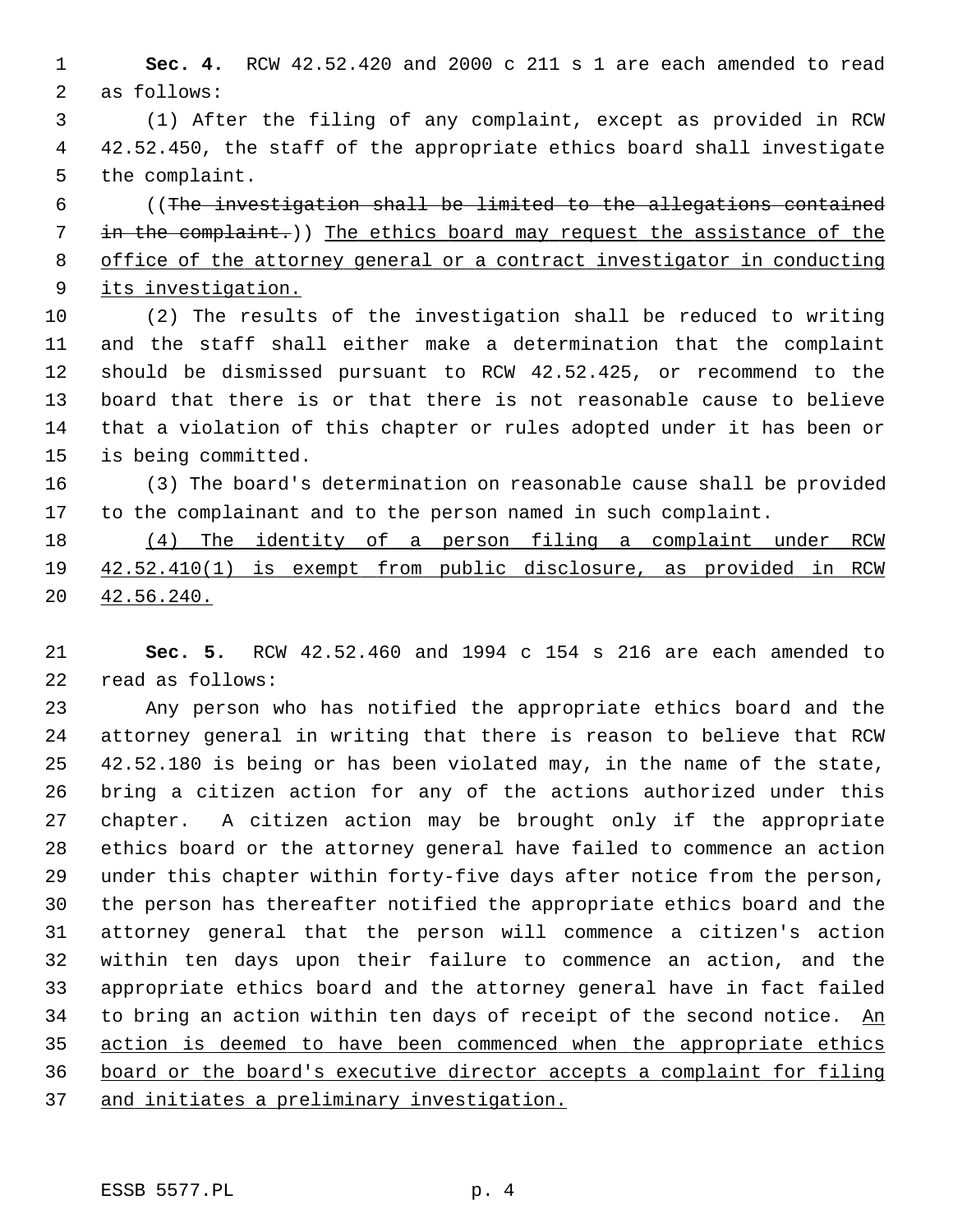**Sec. 4.** RCW 42.52.420 and 2000 c 211 s 1 are each amended to read as follows:

(1) After the filing of any complaint, except as provided in RCW 42.52.450, the staff of the appropriate ethics board shall investigate the complaint.

((~~The investigation shall be limited to the allegations contained in the complaint.~~)) <u>The ethics board may request the assistance of the office of the attorney general or a contract investigator in conducting its investigation.</u>

(2) The results of the investigation shall be reduced to writing and the staff shall either make a determination that the complaint should be dismissed pursuant to RCW 42.52.425, or recommend to the board that there is or that there is not reasonable cause to believe that a violation of this chapter or rules adopted under it has been or is being committed.

(3) The board's determination on reasonable cause shall be provided to the complainant and to the person named in such complaint.

<u>(4) The identity of a person filing a complaint under RCW 42.52.410(1) is exempt from public disclosure, as provided in RCW 42.56.240.</u>

**Sec. 5.** RCW 42.52.460 and 1994 c 154 s 216 are each amended to read as follows:

Any person who has notified the appropriate ethics board and the attorney general in writing that there is reason to believe that RCW 42.52.180 is being or has been violated may, in the name of the state, bring a citizen action for any of the actions authorized under this chapter. A citizen action may be brought only if the appropriate ethics board or the attorney general have failed to commence an action under this chapter within forty-five days after notice from the person, the person has thereafter notified the appropriate ethics board and the attorney general that the person will commence a citizen's action within ten days upon their failure to commence an action, and the appropriate ethics board and the attorney general have in fact failed to bring an action within ten days of receipt of the second notice. <u>An action is deemed to have been commenced when the appropriate ethics board or the board's executive director accepts a complaint for filing and initiates a preliminary investigation.</u>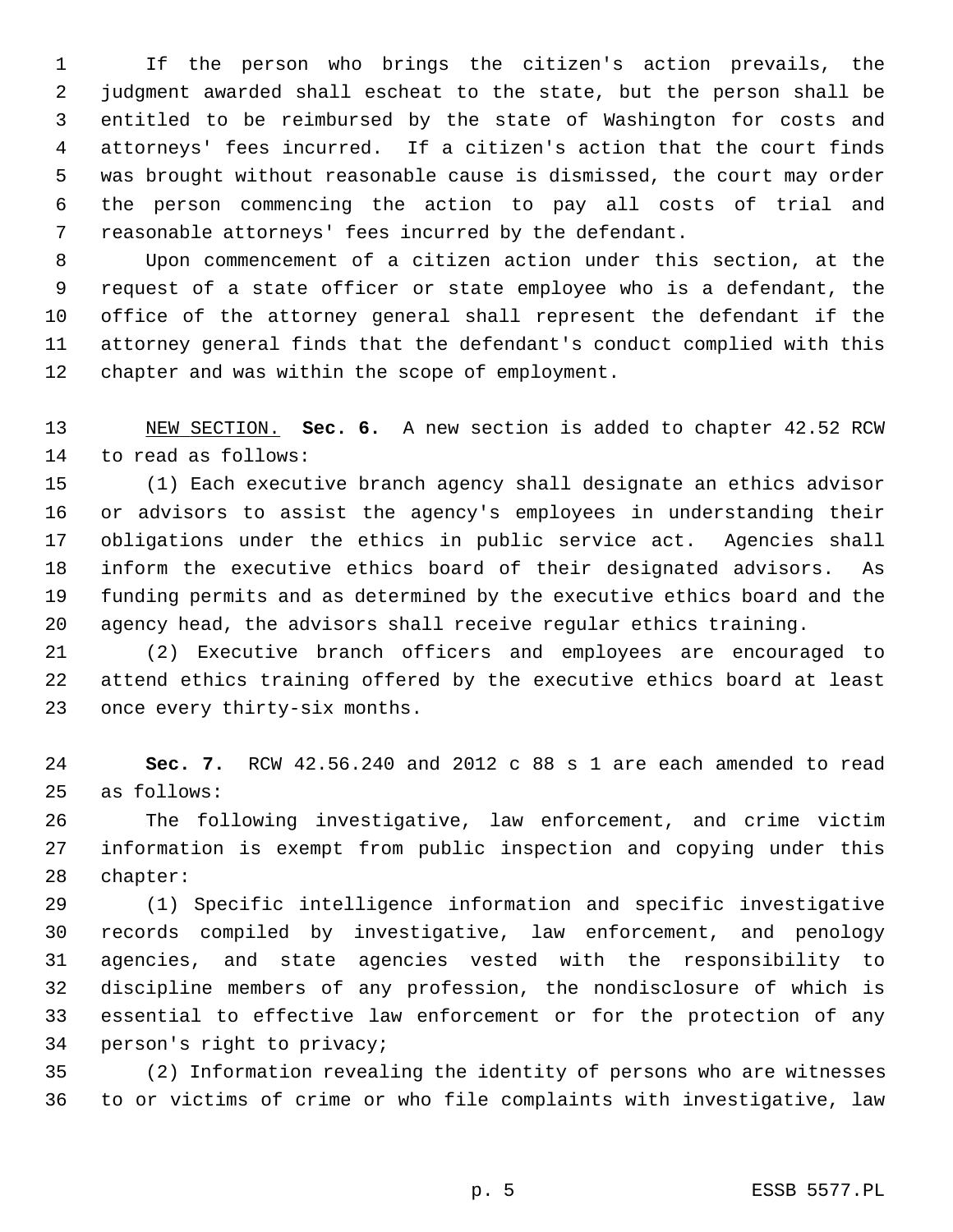If the person who brings the citizen's action prevails, the judgment awarded shall escheat to the state, but the person shall be entitled to be reimbursed by the state of Washington for costs and attorneys' fees incurred. If a citizen's action that the court finds was brought without reasonable cause is dismissed, the court may order the person commencing the action to pay all costs of trial and reasonable attorneys' fees incurred by the defendant.

Upon commencement of a citizen action under this section, at the request of a state officer or state employee who is a defendant, the office of the attorney general shall represent the defendant if the attorney general finds that the defendant's conduct complied with this chapter and was within the scope of employment.

NEW SECTION. **Sec. 6.** A new section is added to chapter 42.52 RCW to read as follows:

(1) Each executive branch agency shall designate an ethics advisor or advisors to assist the agency's employees in understanding their obligations under the ethics in public service act. Agencies shall inform the executive ethics board of their designated advisors. As funding permits and as determined by the executive ethics board and the agency head, the advisors shall receive regular ethics training.

(2) Executive branch officers and employees are encouraged to attend ethics training offered by the executive ethics board at least once every thirty-six months.

**Sec. 7.** RCW 42.56.240 and 2012 c 88 s 1 are each amended to read as follows:

The following investigative, law enforcement, and crime victim information is exempt from public inspection and copying under this chapter:

(1) Specific intelligence information and specific investigative records compiled by investigative, law enforcement, and penology agencies, and state agencies vested with the responsibility to discipline members of any profession, the nondisclosure of which is essential to effective law enforcement or for the protection of any person's right to privacy;

(2) Information revealing the identity of persons who are witnesses to or victims of crime or who file complaints with investigative, law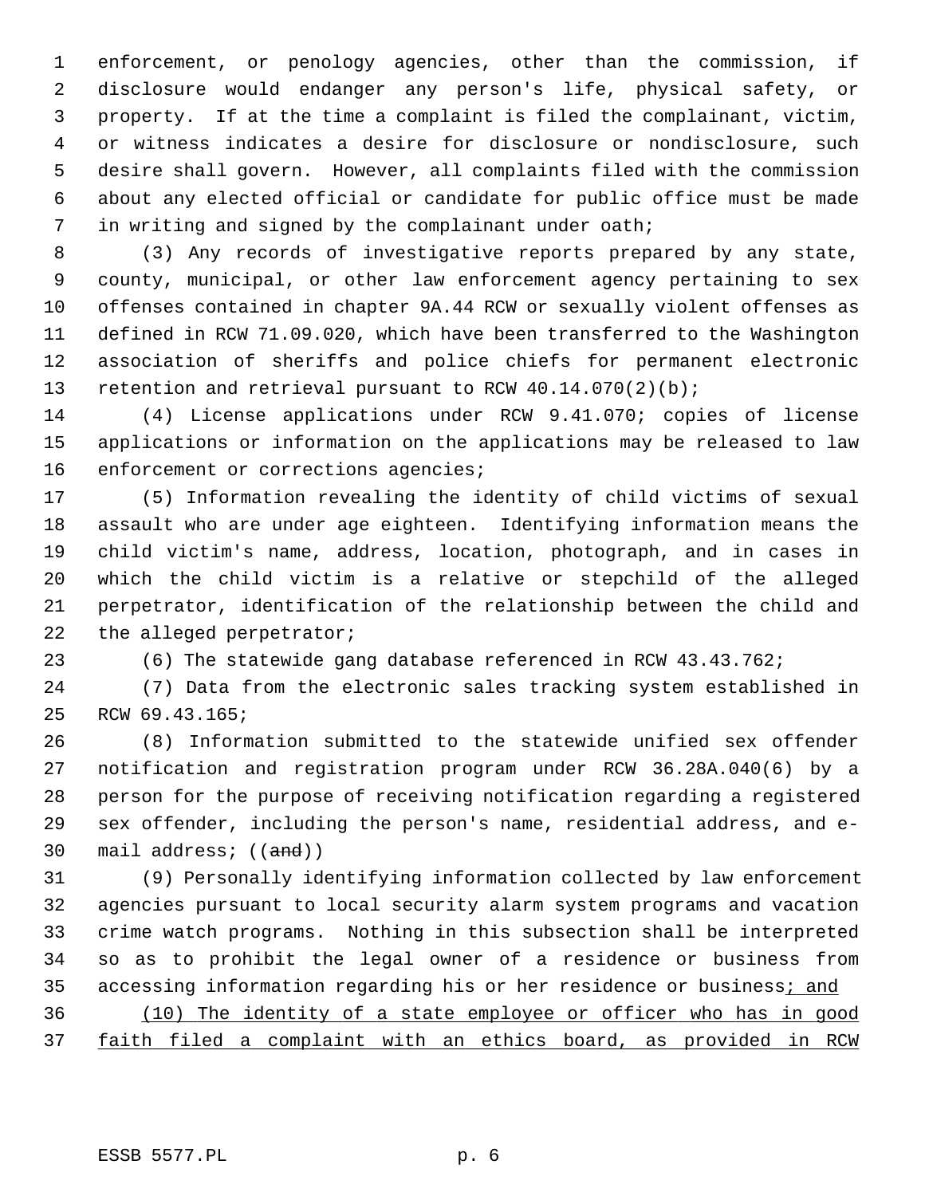enforcement, or penology agencies, other than the commission, if disclosure would endanger any person's life, physical safety, or property. If at the time a complaint is filed the complainant, victim, or witness indicates a desire for disclosure or nondisclosure, such desire shall govern. However, all complaints filed with the commission about any elected official or candidate for public office must be made in writing and signed by the complainant under oath;

(3) Any records of investigative reports prepared by any state, county, municipal, or other law enforcement agency pertaining to sex offenses contained in chapter 9A.44 RCW or sexually violent offenses as defined in RCW 71.09.020, which have been transferred to the Washington association of sheriffs and police chiefs for permanent electronic retention and retrieval pursuant to RCW 40.14.070(2)(b);

(4) License applications under RCW 9.41.070; copies of license applications or information on the applications may be released to law enforcement or corrections agencies;

(5) Information revealing the identity of child victims of sexual assault who are under age eighteen. Identifying information means the child victim's name, address, location, photograph, and in cases in which the child victim is a relative or stepchild of the alleged perpetrator, identification of the relationship between the child and the alleged perpetrator;

(6) The statewide gang database referenced in RCW 43.43.762;

(7) Data from the electronic sales tracking system established in RCW 69.43.165;

(8) Information submitted to the statewide unified sex offender notification and registration program under RCW 36.28A.040(6) by a person for the purpose of receiving notification regarding a registered sex offender, including the person's name, residential address, and e-mail address; ((~~and~~))

(9) Personally identifying information collected by law enforcement agencies pursuant to local security alarm system programs and vacation crime watch programs. Nothing in this subsection shall be interpreted so as to prohibit the legal owner of a residence or business from accessing information regarding his or her residence or business<u>; and</u>

<u>(10) The identity of a state employee or officer who has in good faith filed a complaint with an ethics board, as provided in RCW</u>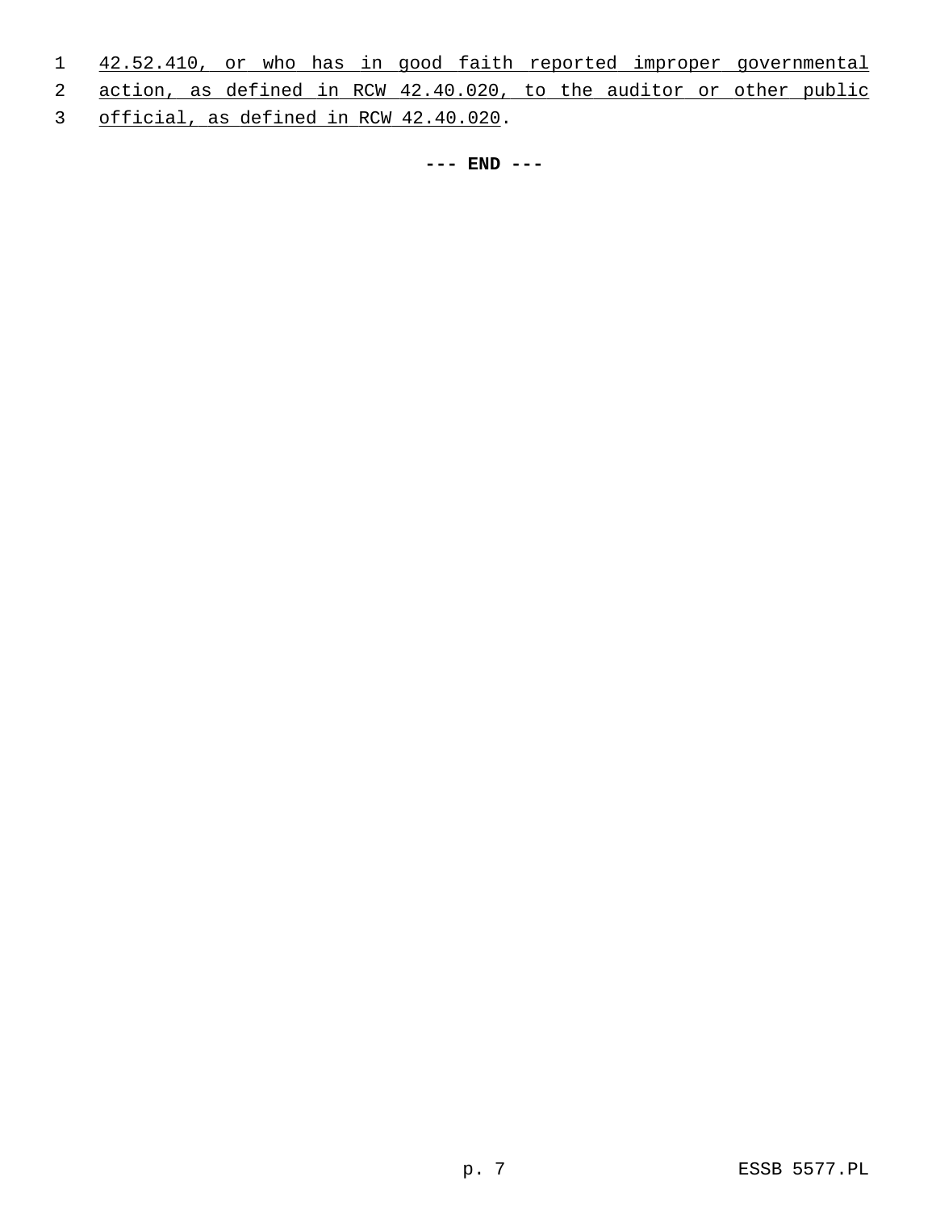42.52.410, or who has in good faith reported improper governmental action, as defined in RCW 42.40.020, to the auditor or other public official, as defined in RCW 42.40.020.

**--- END ---**